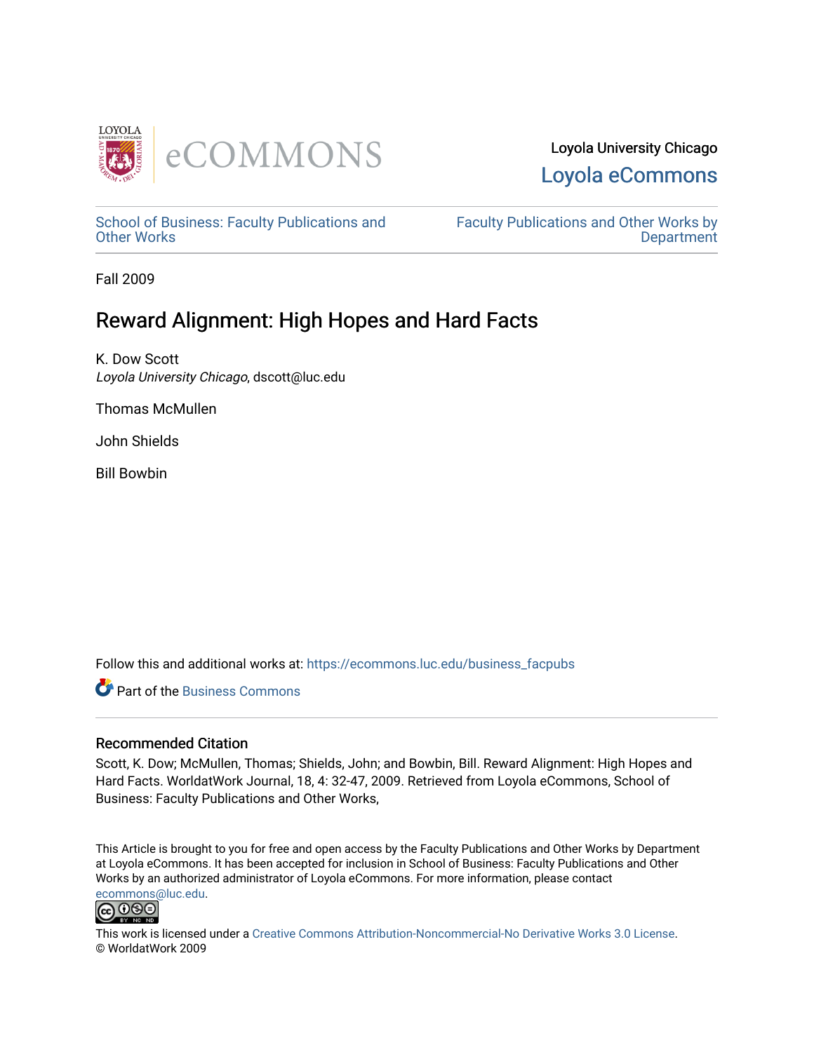Loyola University Chicago

Loyola eCommons

School of Business: Faculty Publications and Other Works

Faculty Publications and Other Works by Department

Fall 2009

# Reward Alignment: High Hopes and Hard Facts

K. Dow Scott
*Loyola University Chicago*, dscott@luc.edu

Thomas McMullen

John Shields

Bill Bowbin

Follow this and additional works at: https://ecommons.luc.edu/business_facpubs

Part of the Business Commons

## Recommended Citation

Scott, K. Dow; McMullen, Thomas; Shields, John; and Bowbin, Bill. Reward Alignment: High Hopes and Hard Facts. WorldatWork Journal, 18, 4: 32-47, 2009. Retrieved from Loyola eCommons, School of Business: Faculty Publications and Other Works,

This Article is brought to you for free and open access by the Faculty Publications and Other Works by Department at Loyola eCommons. It has been accepted for inclusion in School of Business: Faculty Publications and Other Works by an authorized administrator of Loyola eCommons. For more information, please contact ecommons@luc.edu.

This work is licensed under a Creative Commons Attribution-Noncommercial-No Derivative Works 3.0 License.
© WorldatWork 2009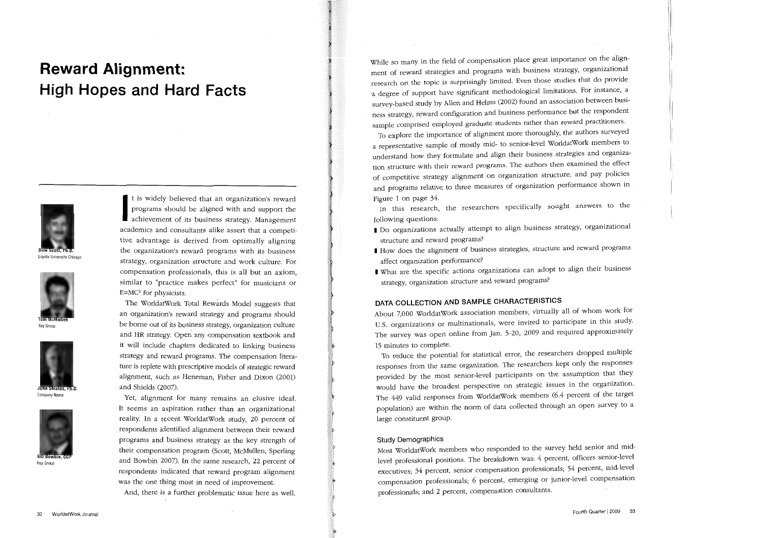# Reward Alignment: High Hopes and Hard Facts

**Dow Scott, Ph.D.**
Loyola University Chicago

**Tom McMullen**
Hay Group

**John Shields, Ph.D.**
Company Name

**Bill Bowbin, CCP**
Hay Group

It is widely believed that an organization's reward programs should be aligned with and support the achievement of its business strategy. Management academics and consultants alike assert that a competitive advantage is derived from optimally aligning the organization's reward programs with its business strategy, organization structure and work culture. For compensation professionals, this is all but an axiom, similar to "practice makes perfect" for musicians or $E=MC^2$ for physicists.

The WorldatWork Total Rewards Model suggests that an organization's reward strategy and programs should be borne out of its business strategy, organization culture and HR strategy. Open any compensation textbook and it will include chapters dedicated to linking business strategy and reward programs. The compensation literature is replete with prescriptive models of strategic reward alignment, such as Heneman, Fisher and Dixon (2001) and Shields (2007).

Yet, alignment for many remains an elusive ideal. It seems an aspiration rather than an organizational reality. In a recent WorldatWork study, 20 percent of respondents identified alignment between their reward programs and business strategy as the key strength of their compensation program (Scott, McMullen, Sperling and Bowbin 2007). In the same research, 22 percent of respondents indicated that reward program alignment was the one thing most in need of improvement.

And, there is a further problematic issue here as well. While so many in the field of compensation place great importance on the alignment of reward strategies and programs with business strategy, organizational research on the topic is surprisingly limited. Even those studies that do provide a degree of support have significant methodological limitations. For instance, a survey-based study by Allen and Helms (2002) found an association between business strategy, reward configuration and business performance but the respondent sample comprised employed graduate students rather than reward practitioners.

To explore the importance of alignment more thoroughly, the authors surveyed a representative sample of mostly mid- to senior-level WorldatWork members to understand how they formulate and align their business strategies and organization structure with their reward programs. The authors then examined the effect of competitive strategy alignment on organization structure, and pay policies and programs relative to three measures of organization performance shown in Figure 1 on page 34.

In this research, the researchers specifically sought answers to the following questions:

- Do organizations actually attempt to align business strategy, organizational structure and reward programs?
- How does the alignment of business strategies, structure and reward programs affect organization performance?
- What are the specific actions organizations can adopt to align their business strategy, organization structure and reward programs?

## DATA COLLECTION AND SAMPLE CHARACTERISTICS

About 7,000 WorldatWork association members, virtually all of whom work for U.S. organizations or multinationals, were invited to participate in this study. The survey was open online from Jan. 5-20, 2009 and required approximately 15 minutes to complete.

To reduce the potential for statistical error, the researchers dropped multiple responses from the same organization. The researchers kept only the responses provided by the most senior-level participants on the assumption that they would have the broadest perspective on strategic issues in the organization. The 449 valid responses from WorldatWork members (6.4 percent of the target population) are within the norm of data collected through an open survey to a large constituent group.

### Study Demographics

Most WorldatWork members who responded to the survey held senior and mid-level professional positions. The breakdown was: 4 percent, officers senior-level executives; 34 percent, senior compensation professionals; 54 percent, mid-level compensation professionals; 6 percent, emerging or junior-level compensation professionals; and 2 percent, compensation consultants.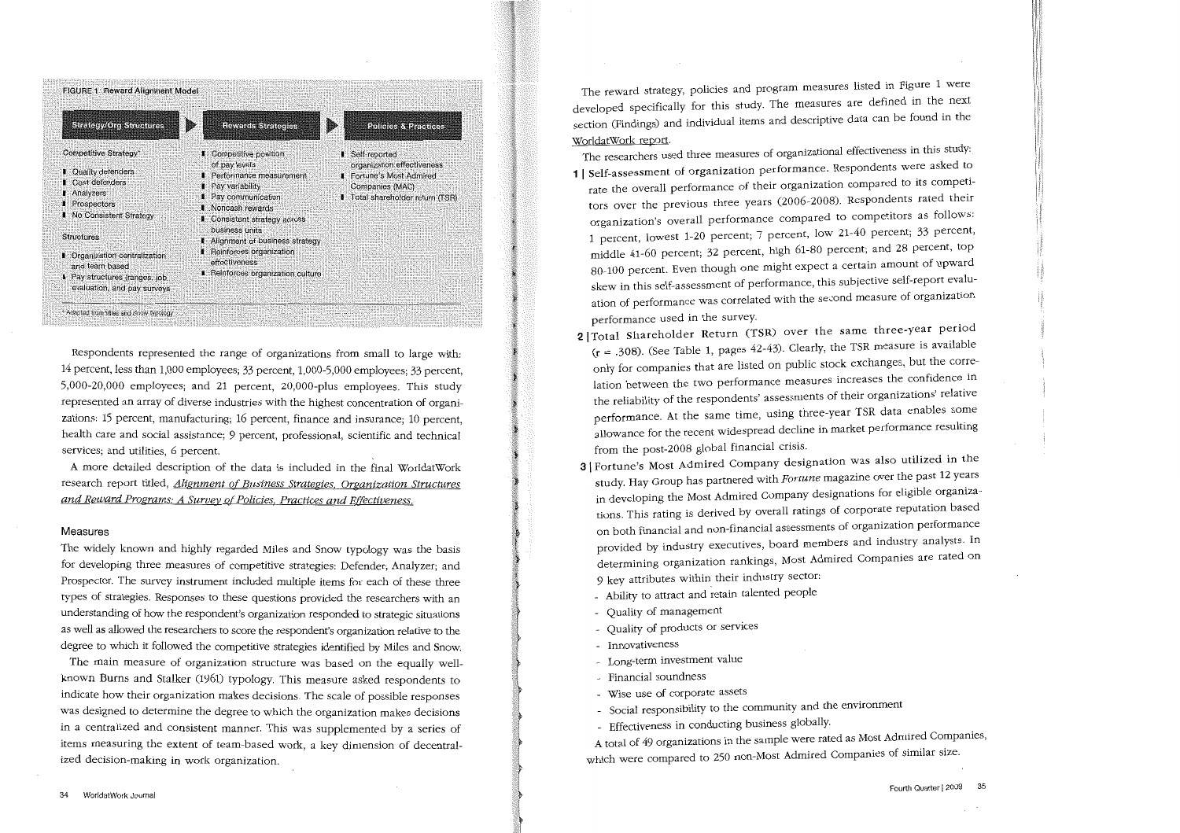FIGURE 1 Reward Alignment Model

| Strategy/Org Structures | Rewards Strategies | Policies & Practices |
|---|---|---|
| Competitive Strategy*<br>- Quality defenders<br>- Cost defenders<br>- Analyzers<br>- Prospectors<br>- No Consistent Strategy<br><br>Structures<br>- Organization centralization and team based<br>- Pay structures (ranges, job evaluation, and pay surveys | - Competitive position of pay levels<br>- Performance measurement<br>- Pay variability<br>- Pay communication<br>- Noncash rewards<br>- Consistent strategy across business units<br>- Alignment of business strategy<br>- Reinforces organization effectiveness<br>- Reinforces organization culture | - Self-reported organization effectiveness<br>- Fortune's Most Admired Companies (MAC)<br>- Total shareholder return (TSR) |

\* Adapted from Miles and Snow typology

Respondents represented the range of organizations from small to large with: 14 percent, less than 1,000 employees; 33 percent, 1,000-5,000 employees; 33 percent, 5,000-20,000 employees; and 21 percent, 20,000-plus employees. This study represented an array of diverse industries with the highest concentration of organizations: 15 percent, manufacturing; 16 percent, finance and insurance; 10 percent, health care and social assistance; 9 percent, professional, scientific and technical services; and utilities, 6 percent.

A more detailed description of the data is included in the final WorldatWork research report titled, *Alignment of Business Strategies, Organization Structures and Reward Programs: A Survey of Policies, Practices and Effectiveness.*

### Measures

The widely known and highly regarded Miles and Snow typology was the basis for developing three measures of competitive strategies: Defender; Analyzer; and Prospector. The survey instrument included multiple items for each of these three types of strategies. Responses to these questions provided the researchers with an understanding of how the respondent's organization responded to strategic situations as well as allowed the researchers to score the respondent's organization relative to the degree to which it followed the competitive strategies identified by Miles and Snow.

The main measure of organization structure was based on the equally well-known Burns and Stalker (1961) typology. This measure asked respondents to indicate how their organization makes decisions. The scale of possible responses was designed to determine the degree to which the organization makes decisions in a centralized and consistent manner. This was supplemented by a series of items measuring the extent of team-based work, a key dimension of decentralized decision-making in work organization.

The reward strategy, policies and program measures listed in Figure 1 were developed specifically for this study. The measures are defined in the next section (Findings) and individual items and descriptive data can be found in the WorldatWork report.

The researchers used three measures of organizational effectiveness in this study:

**1 | Self-assessment of organization performance.** Respondents were asked to rate the overall performance of their organization compared to its competitors over the previous three years (2006-2008). Respondents rated their organization's overall performance compared to competitors as follows: 1 percent, lowest 1-20 percent; 7 percent, low 21-40 percent; 33 percent, middle 41-60 percent; 32 percent, high 61-80 percent; and 28 percent, top 80-100 percent. Even though one might expect a certain amount of upward skew in this self-assessment of performance, this subjective self-report evaluation of performance was correlated with the second measure of organization performance used in the survey.

**2 | Total Shareholder Return (TSR) over the same three-year period** ($r = .308$). (See Table 1, pages 42-43). Clearly, the TSR measure is available only for companies that are listed on public stock exchanges, but the correlation between the two performance measures increases the confidence in the reliability of the respondents' assessments of their organizations' relative performance. At the same time, using three-year TSR data enables some allowance for the recent widespread decline in market performance resulting from the post-2008 global financial crisis.

**3 | Fortune's Most Admired Company designation** was also utilized in the study. Hay Group has partnered with *Fortune* magazine over the past 12 years in developing the Most Admired Company designations for eligible organizations. This rating is derived by overall ratings of corporate reputation based on both financial and non-financial assessments of organization performance provided by industry executives, board members and industry analysts. In determining organization rankings, Most Admired Companies are rated on 9 key attributes within their industry sector:

- Ability to attract and retain talented people
- Quality of management
- Quality of products or services
- Innovativeness
- Long-term investment value
- Financial soundness
- Wise use of corporate assets
- Social responsibility to the community and the environment
- Effectiveness in conducting business globally.

A total of 49 organizations in the sample were rated as Most Admired Companies, which were compared to 250 non-Most Admired Companies of similar size.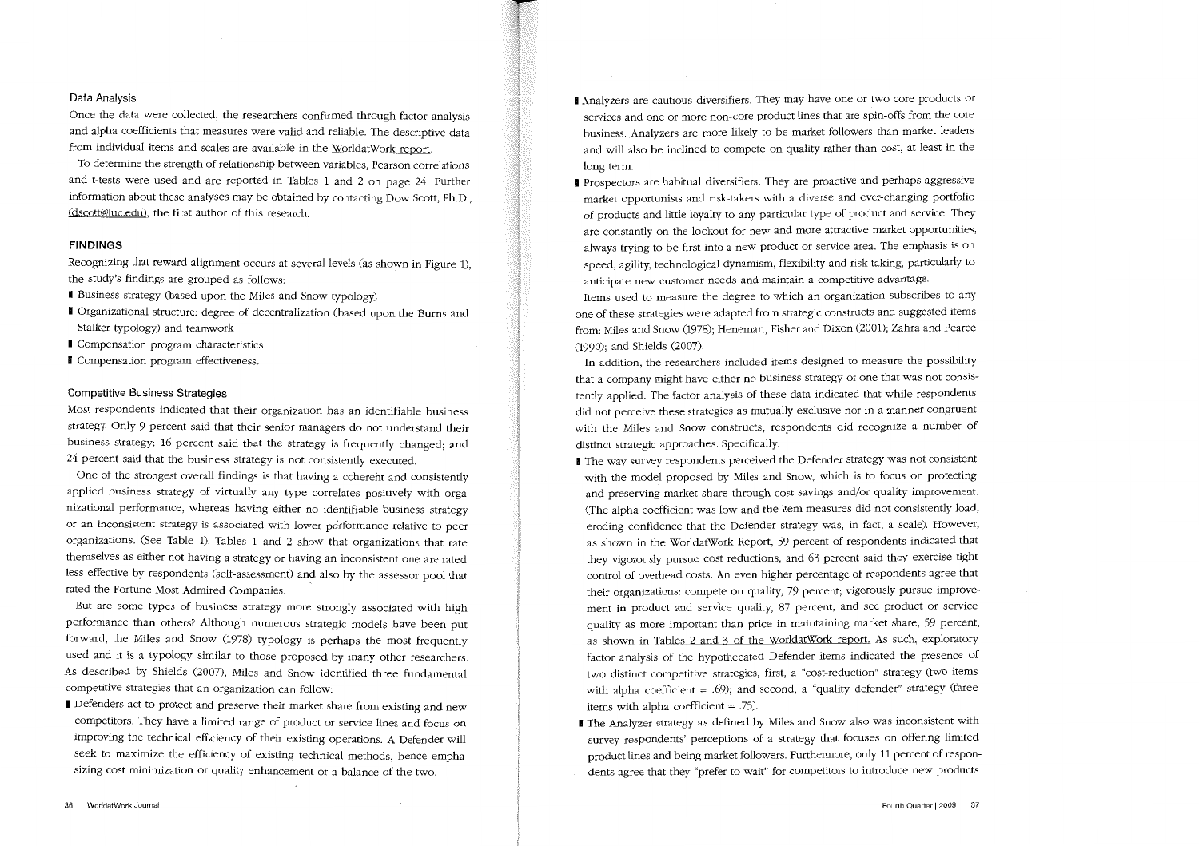### Data Analysis

Once the data were collected, the researchers confirmed through factor analysis and alpha coefficients that measures were valid and reliable. The descriptive data from individual items and scales are available in the WorldatWork report.

To determine the strength of relationship between variables, Pearson correlations and t-tests were used and are reported in Tables 1 and 2 on page 24. Further information about these analyses may be obtained by contacting Dow Scott, Ph.D., (dscott@luc.edu), the first author of this research.

## FINDINGS

Recognizing that reward alignment occurs at several levels (as shown in Figure 1), the study's findings are grouped as follows:

- Business strategy (based upon the Miles and Snow typology)
- Organizational structure: degree of decentralization (based upon the Burns and Stalker typology) and teamwork
- Compensation program characteristics
- Compensation program effectiveness.

### Competitive Business Strategies

Most respondents indicated that their organization has an identifiable business strategy. Only 9 percent said that their senior managers do not understand their business strategy; 16 percent said that the strategy is frequently changed; and 24 percent said that the business strategy is not consistently executed.

One of the strongest overall findings is that having a coherent and consistently applied business strategy of virtually any type correlates positively with organizational performance, whereas having either no identifiable business strategy or an inconsistent strategy is associated with lower performance relative to peer organizations. (See Table 1). Tables 1 and 2 show that organizations that rate themselves as either not having a strategy or having an inconsistent one are rated less effective by respondents (self-assessment) and also by the assessor pool that rated the Fortune Most Admired Companies.

But are some types of business strategy more strongly associated with high performance than others? Although numerous strategic models have been put forward, the Miles and Snow (1978) typology is perhaps the most frequently used and it is a typology similar to those proposed by many other researchers. As described by Shields (2007), Miles and Snow identified three fundamental competitive strategies that an organization can follow:

- Defenders act to protect and preserve their market share from existing and new competitors. They have a limited range of product or service lines and focus on improving the technical efficiency of their existing operations. A Defender will seek to maximize the efficiency of existing technical methods, hence emphasizing cost minimization or quality enhancement or a balance of the two.
- Analyzers are cautious diversifiers. They may have one or two core products or services and one or more non-core product lines that are spin-offs from the core business. Analyzers are more likely to be market followers than market leaders and will also be inclined to compete on quality rather than cost, at least in the long term.
- Prospectors are habitual diversifiers. They are proactive and perhaps aggressive market opportunists and risk-takers with a diverse and ever-changing portfolio of products and little loyalty to any particular type of product and service. They are constantly on the lookout for new and more attractive market opportunities, always trying to be first into a new product or service area. The emphasis is on speed, agility, technological dynamism, flexibility and risk-taking, particularly to anticipate new customer needs and maintain a competitive advantage.

Items used to measure the degree to which an organization subscribes to any one of these strategies were adapted from strategic constructs and suggested items from: Miles and Snow (1978); Heneman, Fisher and Dixon (2001); Zahra and Pearce (1990); and Shields (2007).

In addition, the researchers included items designed to measure the possibility that a company might have either no business strategy or one that was not consistently applied. The factor analysis of these data indicated that while respondents did not perceive these strategies as mutually exclusive nor in a manner congruent with the Miles and Snow constructs, respondents did recognize a number of distinct strategic approaches. Specifically:

- The way survey respondents perceived the Defender strategy was not consistent with the model proposed by Miles and Snow, which is to focus on protecting and preserving market share through cost savings and/or quality improvement. (The alpha coefficient was low and the item measures did not consistently load, eroding confidence that the Defender strategy was, in fact, a scale). However, as shown in the WorldatWork Report, 59 percent of respondents indicated that they vigorously pursue cost reductions, and 63 percent said they exercise tight control of overhead costs. An even higher percentage of respondents agree that their organizations: compete on quality, 79 percent; vigorously pursue improvement in product and service quality, 87 percent; and see product or service quality as more important than price in maintaining market share, 59 percent, as shown in Tables 2 and 3 of the WorldatWork report. As such, exploratory factor analysis of the hypothecated Defender items indicated the presence of two distinct competitive strategies, first, a "cost-reduction" strategy (two items with alpha coefficient = .69); and second, a "quality defender" strategy (three items with alpha coefficient = .75).
- The Analyzer strategy as defined by Miles and Snow also was inconsistent with survey respondents' perceptions of a strategy that focuses on offering limited product lines and being market followers. Furthermore, only 11 percent of respondents agree that they "prefer to wait" for competitors to introduce new products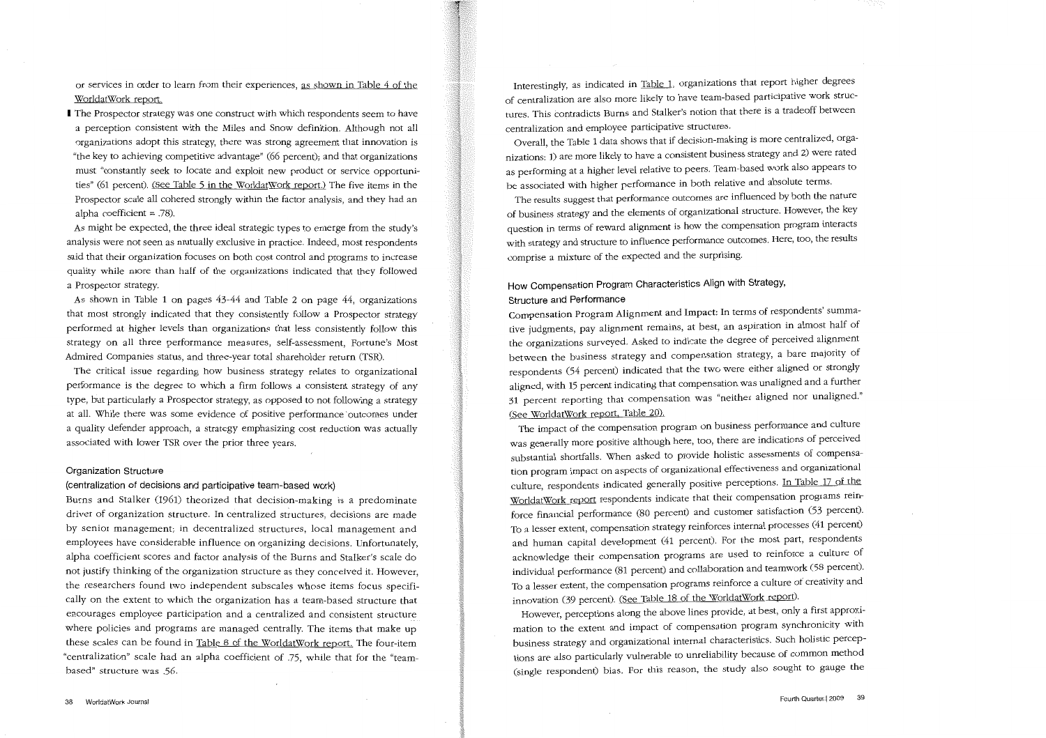or services in order to learn from their experiences, as shown in Table 4 of the WorldatWork report.

- The Prospector strategy was one construct with which respondents seem to have a perception consistent with the Miles and Snow definition. Although not all organizations adopt this strategy, there was strong agreement that innovation is "the key to achieving competitive advantage" (66 percent); and that organizations must "constantly seek to locate and exploit new product or service opportunities" (61 percent). (See Table 5 in the WorldatWork report.) The five items in the Prospector scale all cohered strongly within the factor analysis, and they had an alpha coefficient = .78).

As might be expected, the three ideal strategic types to emerge from the study's analysis were not seen as mutually exclusive in practice. Indeed, most respondents said that their organization focuses on both cost control and programs to increase quality while more than half of the organizations indicated that they followed a Prospector strategy.

As shown in Table 1 on pages 43-44 and Table 2 on page 44, organizations that most strongly indicated that they consistently follow a Prospector strategy performed at higher levels than organizations that less consistently follow this strategy on all three performance measures, self-assessment, Fortune's Most Admired Companies status, and three-year total shareholder return (TSR).

The critical issue regarding how business strategy relates to organizational performance is the degree to which a firm follows a consistent strategy of any type, but particularly a Prospector strategy, as opposed to not following a strategy at all. While there was some evidence of positive performance outcomes under a quality defender approach, a strategy emphasizing cost reduction was actually associated with lower TSR over the prior three years.

### Organization Structure
#### (centralization of decisions and participative team-based work)

Burns and Stalker (1961) theorized that decision-making is a predominate driver of organization structure. In centralized structures, decisions are made by senior management; in decentralized structures, local management and employees have considerable influence on organizing decisions. Unfortunately, alpha coefficient scores and factor analysis of the Burns and Stalker's scale do not justify thinking of the organization structure as they conceived it. However, the researchers found two independent subscales whose items focus specifically on the extent to which the organization has a team-based structure that encourages employee participation and a centralized and consistent structure where policies and programs are managed centrally. The items that make up these scales can be found in Table 8 of the WorldatWork report. The four-item "centralization" scale had an alpha coefficient of .75, while that for the "team-based" structure was .56.

Interestingly, as indicated in Table 1, organizations that report higher degrees of centralization are also more likely to have team-based participative work structures. This contradicts Burns and Stalker's notion that there is a tradeoff between centralization and employee participative structures.

Overall, the Table 1 data shows that if decision-making is more centralized, organizations: 1) are more likely to have a consistent business strategy and 2) were rated as performing at a higher level relative to peers. Team-based work also appears to be associated with higher performance in both relative and absolute terms.

The results suggest that performance outcomes are influenced by both the nature of business strategy and the elements of organizational structure. However, the key question in terms of reward alignment is how the compensation program interacts with strategy and structure to influence performance outcomes. Here, too, the results comprise a mixture of the expected and the surprising.

### How Compensation Program Characteristics Align with Strategy, Structure and Performance

**Compensation Program Alignment and Impact:** In terms of respondents' summative judgments, pay alignment remains, at best, an aspiration in almost half of the organizations surveyed. Asked to indicate the degree of perceived alignment between the business strategy and compensation strategy, a bare majority of respondents (54 percent) indicated that the two were either aligned or strongly aligned, with 15 percent indicating that compensation was unaligned and a further 31 percent reporting that compensation was "neither aligned nor unaligned." (See WorldatWork report, Table 20).

The impact of the compensation program on business performance and culture was generally more positive although here, too, there are indications of perceived substantial shortfalls. When asked to provide holistic assessments of compensation program impact on aspects of organizational effectiveness and organizational culture, respondents indicated generally positive perceptions. In Table 17 of the WorldatWork report respondents indicate that their compensation programs reinforce financial performance (80 percent) and customer satisfaction (53 percent). To a lesser extent, compensation strategy reinforces internal processes (41 percent) and human capital development (41 percent). For the most part, respondents acknowledge their compensation programs are used to reinforce a culture of individual performance (81 percent) and collaboration and teamwork (58 percent). To a lesser extent, the compensation programs reinforce a culture of creativity and innovation (39 percent). (See Table 18 of the WorldatWork report).

However, perceptions along the above lines provide, at best, only a first approximation to the extent and impact of compensation program synchronicity with business strategy and organizational internal characteristics. Such holistic perceptions are also particularly vulnerable to unreliability because of common method (single respondent) bias. For this reason, the study also sought to gauge the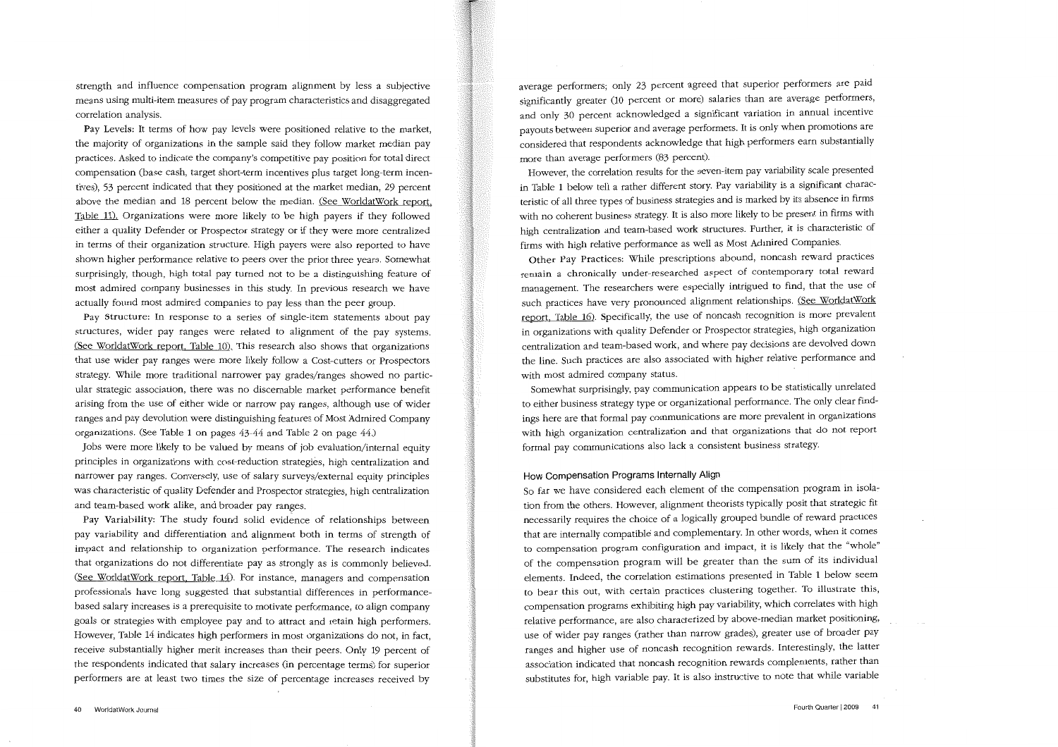strength and influence compensation program alignment by less a subjective means using multi-item measures of pay program characteristics and disaggregated correlation analysis.

**Pay Levels:** It terms of how pay levels were positioned relative to the market, the majority of organizations in the sample said they follow market median pay practices. Asked to indicate the company's competitive pay position for total direct compensation (base cash, target short-term incentives plus target long-term incentives), 53 percent indicated that they positioned at the market median, 29 percent above the median and 18 percent below the median. (See WorldatWork report, Table 11). Organizations were more likely to be high payers if they followed either a quality Defender or Prospector strategy or if they were more centralized in terms of their organization structure. High payers were also reported to have shown higher performance relative to peers over the prior three years. Somewhat surprisingly, though, high total pay turned not to be a distinguishing feature of most admired company businesses in this study. In previous research we have actually found most admired companies to pay less than the peer group.

**Pay Structure:** In response to a series of single-item statements about pay structures, wider pay ranges were related to alignment of the pay systems. (See WorldatWork report, Table 10). This research also shows that organizations that use wider pay ranges were more likely follow a Cost-cutters or Prospectors strategy. While more traditional narrower pay grades/ranges showed no particular strategic association, there was no discernable market performance benefit arising from the use of either wide or narrow pay ranges, although use of wider ranges and pay devolution were distinguishing features of Most Admired Company organizations. (See Table 1 on pages 43-44 and Table 2 on page 44.)

Jobs were more likely to be valued by means of job evaluation/internal equity principles in organizations with cost-reduction strategies, high centralization and narrower pay ranges. Conversely, use of salary surveys/external equity principles was characteristic of quality Defender and Prospector strategies, high centralization and team-based work alike, and broader pay ranges.

**Pay Variability:** The study found solid evidence of relationships between pay variability and differentiation and alignment both in terms of strength of impact and relationship to organization performance. The research indicates that organizations do not differentiate pay as strongly as is commonly believed. (See WorldatWork report, Table 14). For instance, managers and compensation professionals have long suggested that substantial differences in performance-based salary increases is a prerequisite to motivate performance, to align company goals or strategies with employee pay and to attract and retain high performers. However, Table 14 indicates high performers in most organizations do not, in fact, receive substantially higher merit increases than their peers. Only 19 percent of the respondents indicated that salary increases (in percentage terms) for superior performers are at least two times the size of percentage increases received by average performers; only 23 percent agreed that superior performers are paid significantly greater (10 percent or more) salaries than are average performers, and only 30 percent acknowledged a significant variation in annual incentive payouts between superior and average performers. It is only when promotions are considered that respondents acknowledge that high performers earn substantially more than average performers (83 percent).

However, the correlation results for the seven-item pay variability scale presented in Table 1 below tell a rather different story. Pay variability is a significant characteristic of all three types of business strategies and is marked by its absence in firms with no coherent business strategy. It is also more likely to be present in firms with high centralization and team-based work structures. Further, it is characteristic of firms with high relative performance as well as Most Admired Companies.

**Other Pay Practices:** While prescriptions abound, noncash reward practices remain a chronically under-researched aspect of contemporary total reward management. The researchers were especially intrigued to find, that the use of such practices have very pronounced alignment relationships. (See WorldatWork report, Table 16). Specifically, the use of noncash recognition is more prevalent in organizations with quality Defender or Prospector strategies, high organization centralization and team-based work, and where pay decisions are devolved down the line. Such practices are also associated with higher relative performance and with most admired company status.

Somewhat surprisingly, pay communication appears to be statistically unrelated to either business strategy type or organizational performance. The only clear findings here are that formal pay communications are more prevalent in organizations with high organization centralization and that organizations that do not report formal pay communications also lack a consistent business strategy.

### How Compensation Programs Internally Align

So far we have considered each element of the compensation program in isolation from the others. However, alignment theorists typically posit that strategic fit necessarily requires the choice of a logically grouped bundle of reward practices that are internally compatible and complementary. In other words, when it comes to compensation program configuration and impact, it is likely that the "whole" of the compensation program will be greater than the sum of its individual elements. Indeed, the correlation estimations presented in Table 1 below seem to bear this out, with certain practices clustering together. To illustrate this, compensation programs exhibiting high pay variability, which correlates with high relative performance, are also characterized by above-median market positioning, use of wider pay ranges (rather than narrow grades), greater use of broader pay ranges and higher use of noncash recognition rewards. Interestingly, the latter association indicated that noncash recognition rewards complements, rather than substitutes for, high variable pay. It is also instructive to note that while variable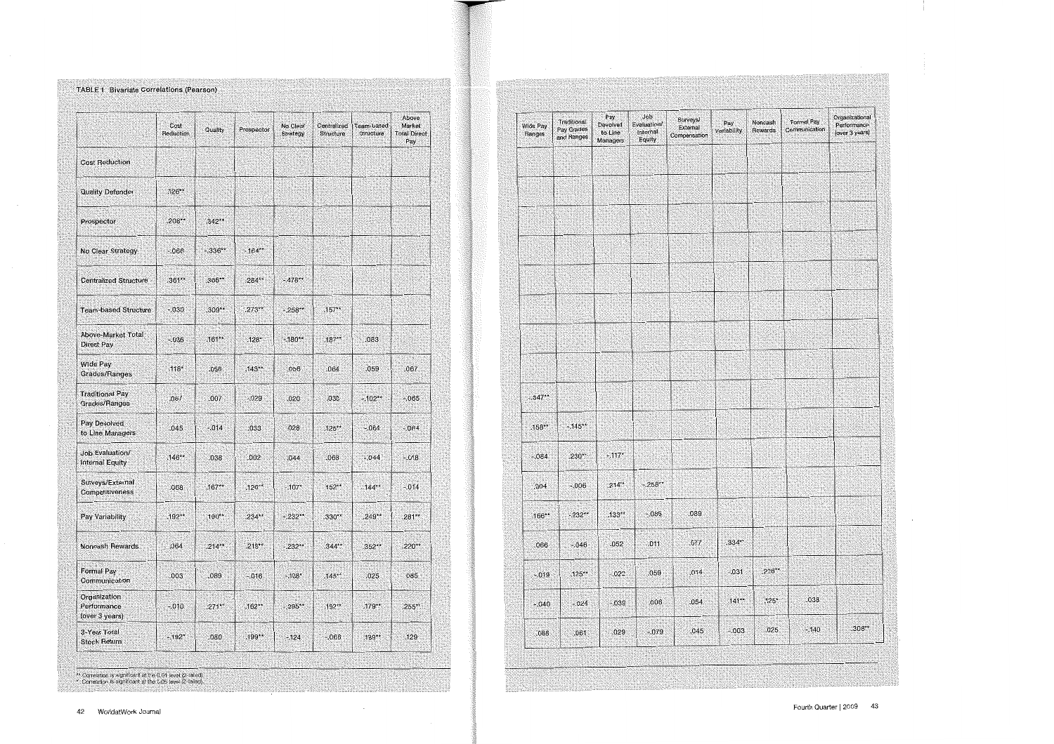TABLE 1 Bivariate Correlations (Pearson)

| | Cost Reduction | Quality | Prospector | No Clear Strategy | Centralized Structure | Team-based Structure | Above Market Total Direct Pay | Wide Pay Ranges | Traditional Pay Grades and Ranges | Pay Devolved to Line Managers | Job Evaluation/ Internal Equity | Surveys/ External Compensation | Pay Variability | Noncash Rewards | Formal Pay Communication | Organizational Performance (over 3 years) |
|---|---|---|---|---|---|---|---|---|---|---|---|---|---|---|---|---|
| Cost Reduction | | | | | | | | | | | | | | | | |
| Quality Defender | .126** | | | | | | | | | | | | | | | |
| Prospector | .208** | .342** | | | | | | | | | | | | | | |
| No Clear Strategy | -.066 | -.336** | -.164** | | | | | | | | | | | | | |
| Centralized Structure | .361** | .306** | .284** | -.478** | | | | | | | | | | | | |
| Team-based Structure | -.030 | .309** | .273** | -.258** | .157** | | | | | | | | | | | |
| Above-Market Total Direct Pay | -.036 | .161** | .128* | -.180** | .187** | .083 | | | | | | | | | | |
| Wide Pay Grades/Ranges | .118* | .056 | .143** | .056 | .064 | .059 | .067 | | | | | | | | | |
| Traditional Pay Grades/Ranges | .087 | .007 | -.029 | .020 | .035 | -.102** | -.065 | -.547** | | | | | | | | |
| Pay Devolved to Line Managers | .045 | -.014 | .033 | .028 | .125** | -.064 | -.084 | .158** | -.145** | | | | | | | |
| Job Evaluation/ Internal Equity | .146** | .038 | .002 | .044 | .068 | -.044 | -.018 | -.084 | .230** | -.117* | | | | | | |
| Surveys/External Competitiveness | .068 | .167** | .126** | -.107* | .152** | .144** | -.014 | .004 | -.006 | .214** | -.258** | | | | | |
| Pay Variability | .192** | .190** | .234** | -.232** | .330** | .249** | .281** | .166** | -.232** | .133** | -.086 | .089 | | | | |
| Noncash Rewards | .064 | .214** | .218** | -.232** | .344** | .352** | .220** | .066 | -.046 | .052 | .011 | .077 | .334** | | | |
| Formal Pay Communication | .003 | .089 | -.016 | -.108* | .148** | .025 | .085 | -.019 | .125** | .022 | .059 | .014 | .031 | .228** | | |
| Organization Performance (over 3 years) | -.010 | .271** | .162** | -.295** | .192** | .179** | .255** | -.040 | -.024 | -.039 | .006 | .054 | .141** | .125* | .038 | |
| 3-Year Total Stock Return | -.192* | .080 | .199** | -.124 | -.068 | .199** | .129 | .086 | .061 | .029 | -.079 | .045 | -.003 | .025 | -.140 | .308** |

** Correlation is significant at the 0.01 level (2-tailed).
* Correlation is significant at the 0.05 level (2-tailed).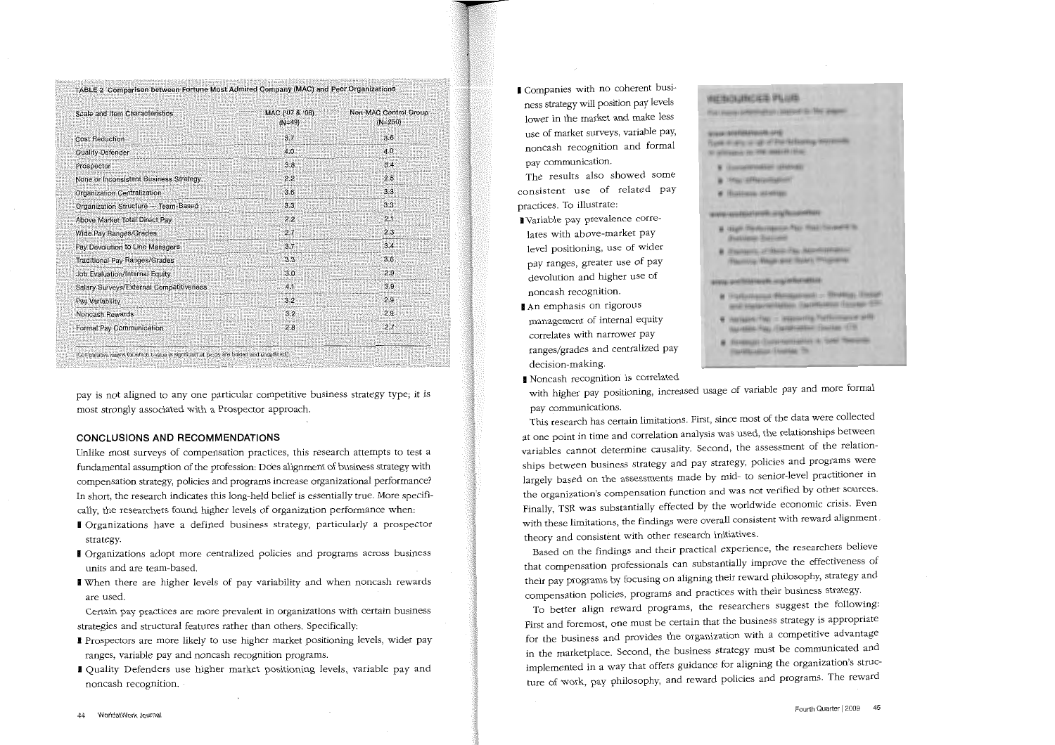**TABLE 2 Comparison between Fortune Most Admired Company (MAC) and Peer Organizations**

| Scale and Item Characteristics | MAC ('07 & '08) (N=49) | Non-MAC Control Group (N=250) |
|---|---|---|
| Cost Reduction | 3.7 | 3.6 |
| Quality Defender | 4.0 | 4.0 |
| Prospector | 3.8 | 3.4 |
| None or Inconsistent Business Strategy | 2.2 | 2.5 |
| Organization Centralization | 3.6 | 3.3 |
| Organization Structure — Team-Based | 3.3 | 3.3 |
| Above Market Total Direct Pay | 2.2 | 2.1 |
| Wide Pay Ranges/Grades | 2.7 | 2.3 |
| Pay Devolution to Line Managers | 3.7 | 3.4 |
| Traditional Pay Ranges/Grades | 3.3 | 3.6 |
| Job Evaluation/Internal Equity | 3.0 | 2.9 |
| Salary Surveys/External Competitiveness | 4.1 | 3.9 |
| Pay Variability | 3.2 | 2.9 |
| Noncash Rewards | 3.2 | 2.9 |
| Formal Pay Communication | 2.8 | 2.7 |

(Comparative means for which t-value is significant at p<.05 are bolded and underlined.)

pay is not aligned to any one particular competitive business strategy type; it is most strongly associated with a Prospector approach.

## CONCLUSIONS AND RECOMMENDATIONS

Unlike most surveys of compensation practices, this research attempts to test a fundamental assumption of the profession: Does alignment of business strategy with compensation strategy, policies and programs increase organizational performance? In short, the research indicates this long-held belief is essentially true. More specifically, the researchers found higher levels of organization performance when:

- Organizations have a defined business strategy, particularly a prospector strategy.
- Organizations adopt more centralized policies and programs across business units and are team-based.
- When there are higher levels of pay variability and when noncash rewards are used.

Certain pay practices are more prevalent in organizations with certain business strategies and structural features rather than others. Specifically:

- Prospectors are more likely to use higher market positioning levels, wider pay ranges, variable pay and noncash recognition programs.
- Quality Defenders use higher market positioning levels, variable pay and noncash recognition.
- Companies with no coherent business strategy will position pay levels lower in the market and make less use of market surveys, variable pay, noncash recognition and formal pay communication.

The results also showed some consistent use of related pay practices. To illustrate:

- Variable pay prevalence correlates with above-market pay level positioning, use of wider pay ranges, greater use of pay devolution and higher use of noncash recognition.
- An emphasis on rigorous management of internal equity correlates with narrower pay ranges/grades and centralized pay decision-making.
- Noncash recognition is correlated with higher pay positioning, increased usage of variable pay and more formal pay communications.

This research has certain limitations. First, since most of the data were collected at one point in time and correlation analysis was used, the relationships between variables cannot determine causality. Second, the assessment of the relationships between business strategy and pay strategy, policies and programs were largely based on the assessments made by mid- to senior-level practitioner in the organization's compensation function and was not verified by other sources. Finally, TSR was substantially effected by the worldwide economic crisis. Even with these limitations, the findings were overall consistent with reward alignment theory and consistent with other research initiatives.

Based on the findings and their practical experience, the researchers believe that compensation professionals can substantially improve the effectiveness of their pay programs by focusing on aligning their reward philosophy, strategy and compensation policies, programs and practices with their business strategy.

To better align reward programs, the researchers suggest the following: First and foremost, one must be certain that the business strategy is appropriate for the business and provides the organization with a competitive advantage in the marketplace. Second, the business strategy must be communicated and implemented in a way that offers guidance for aligning the organization's structure of work, pay philosophy, and reward policies and programs. The reward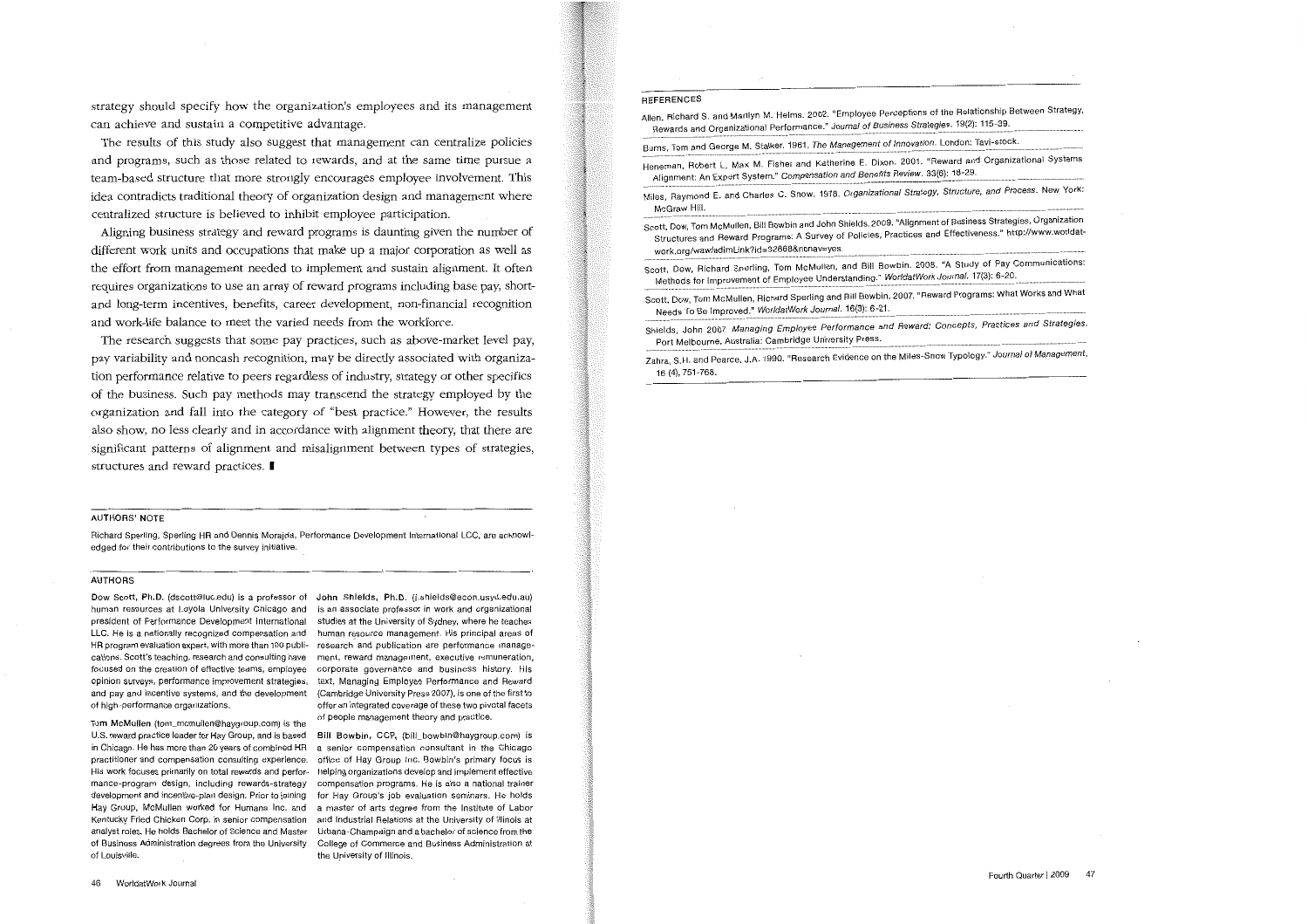strategy should specify how the organization's employees and its management can achieve and sustain a competitive advantage.

The results of this study also suggest that management can centralize policies and programs, such as those related to rewards, and at the same time pursue a team-based structure that more strongly encourages employee involvement. This idea contradicts traditional theory of organization design and management where centralized structure is believed to inhibit employee participation.

Aligning business strategy and reward programs is daunting given the number of different work units and occupations that make up a major corporation as well as the effort from management needed to implement and sustain alignment. It often requires organizations to use an array of reward programs including base pay, short- and long-term incentives, benefits, career development, non-financial recognition and work-life balance to meet the varied needs from the workforce.

The research suggests that some pay practices, such as above-market level pay, pay variability and noncash recognition, may be directly associated with organization performance relative to peers regardless of industry, strategy or other specifics of the business. Such pay methods may transcend the strategy employed by the organization and fall into the category of "best practice." However, the results also show, no less clearly and in accordance with alignment theory, that there are significant patterns of alignment and misalignment between types of strategies, structures and reward practices. ■

## AUTHORS' NOTE

Richard Sperling, Sperling HR and Dennis Morajda, Performance Development International LCC, are acknowledged for their contributions to the survey initiative.

## AUTHORS

**Dow Scott, Ph.D.** (dscott@luc.edu) is a professor of human resources at Loyola University Chicago and president of Performance Development International LLC. He is a nationally recognized compensation and HR program evaluation expert, with more than 100 publications. Scott's teaching, research and consulting have focused on the creation of effective teams, employee opinion surveys, performance improvement strategies, and pay and incentive systems, and the development of high-performance organizations.

**Tom McMullen** (tom_mcmullen@haygroup.com) is the U.S. reward practice leader for Hay Group, and is based in Chicago. He has more than 20 years of combined HR practitioner and compensation consulting experience. His work focuses primarily on total rewards and performance-program design, including rewards-strategy development and incentive-plan design. Prior to joining Hay Group, McMullen worked for Humana Inc. and Kentucky Fried Chicken Corp. in senior compensation analyst roles. He holds Bachelor of Science and Master of Business Administration degrees from the University of Louisville.

**John Shields, Ph.D.** (j.shields@econ.usyd.edu.au) is an associate professor in work and organizational studies at the University of Sydney, where he teaches human resource management. His principal areas of research and publication are performance management, reward management, executive remuneration, corporate governance and business history. His text, Managing Employee Performance and Reward (Cambridge University Press 2007), is one of the first to offer an integrated coverage of these two pivotal facets of people management theory and practice.

**Bill Bowbin, CCP,** (bill_bowbin@haygroup.com) is a senior compensation consultant in the Chicago office of Hay Group Inc. Bowbin's primary focus is helping organizations develop and implement effective compensation programs. He is also a national trainer for Hay Group's job evaluation seminars. He holds a master of arts degree from the Institute of Labor and Industrial Relations at the University of Illinois at Urbana-Champaign and a bachelor of science from the College of Commerce and Business Administration at the University of Illinois.

## REFERENCES

Allen, Richard S. and Marilyn M. Helms. 2002. "Employee Perceptions of the Relationship Between Strategy, Rewards and Organizational Performance." *Journal of Business Strategies*. 19(2): 115-39.

Burns, Tom and George M. Stalker. 1961. *The Management of Innovation*. London: Tavistock.

Heneman, Robert L, Max M. Fisher and Katherine E. Dixon. 2001. "Reward and Organizational Systems Alignment: An Expert System." *Compensation and Benefits Review*. 33(6): 18-29.

Miles, Raymond E. and Charles C. Snow. 1978. *Organizational Strategy, Structure, and Process*. New York: McGraw Hill.

Scott, Dow, Tom McMullen, Bill Bowbin and John Shields. 2009. "Alignment of Business Strategies, Organization Structures and Reward Programs: A Survey of Policies, Practices and Effectiveness." http://www.worldatwork.org/waw/adimLink?id=32668&nonav=yes.

Scott, Dow, Richard Sperling, Tom McMullen, and Bill Bowbin. 2008. "A Study of Pay Communications: Methods for Improvement of Employee Understanding." *WorldatWork Journal*. 17(3): 6-20.

Scott, Dow, Tom McMullen, Richard Sperling and Bill Bowbin. 2007. "Reward Programs: What Works and What Needs To Be Improved." *WorldatWork Journal*. 16(3): 6-21.

Shields, John 2007 *Managing Employee Performance and Reward: Concepts, Practices and Strategies*. Port Melbourne, Australia: Cambridge University Press.

Zahra, S.H. and Pearce, J.A. 1990. "Research Evidence on the Miles-Snow Typology." *Journal of Management*, 16 (4), 751-768.